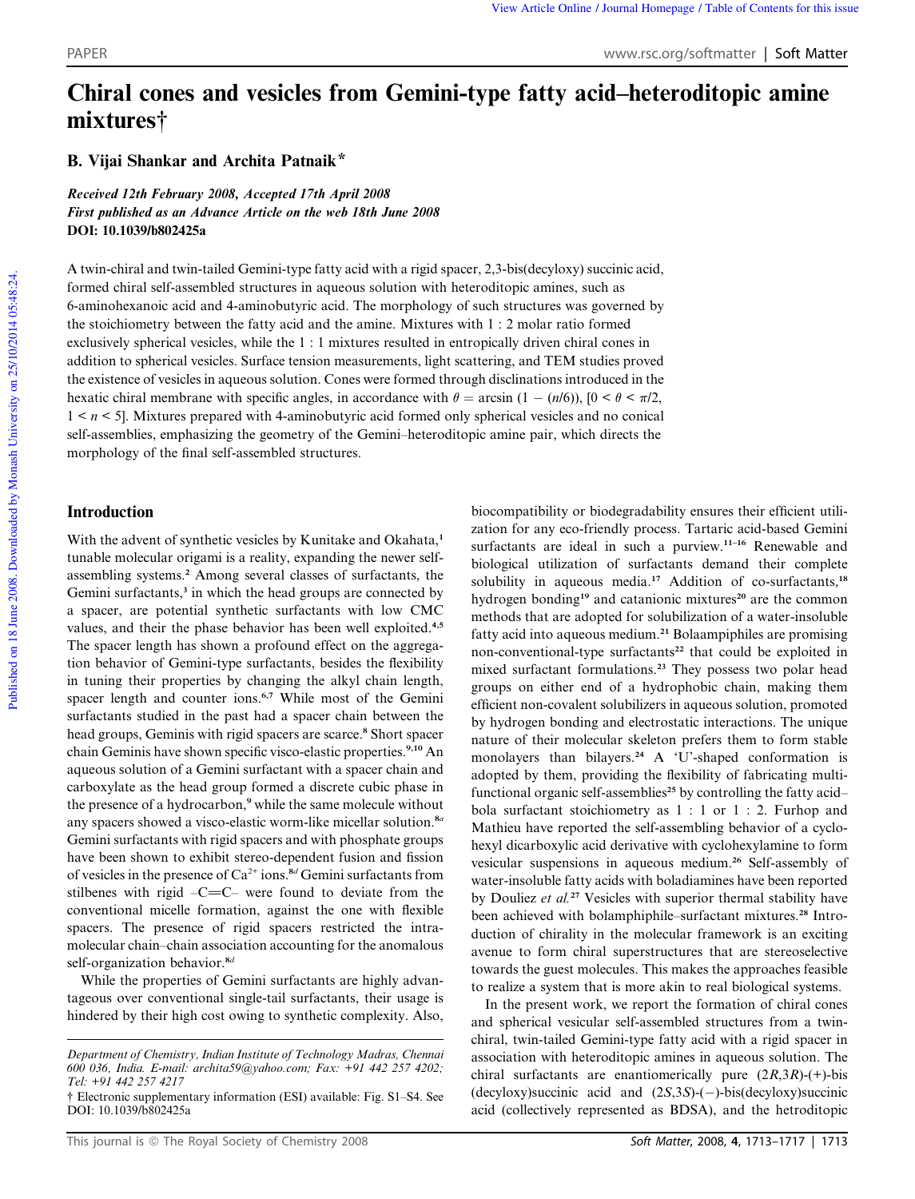# Chiral cones and vesicles from Gemini-type fatty acid–heteroditopic amine mixtures†

**B. Vijai Shankar and Archita Patnaik***

*Received 12th February 2008, Accepted 17th April 2008*
*First published as an Advance Article on the web 18th June 2008*
**DOI: 10.1039/b802425a**

A twin-chiral and twin-tailed Gemini-type fatty acid with a rigid spacer, 2,3-bis(decyloxy) succinic acid, formed chiral self-assembled structures in aqueous solution with heteroditopic amines, such as 6-aminohexanoic acid and 4-aminobutyric acid. The morphology of such structures was governed by the stoichiometry between the fatty acid and the amine. Mixtures with 1 : 2 molar ratio formed exclusively spherical vesicles, while the 1 : 1 mixtures resulted in entropically driven chiral cones in addition to spherical vesicles. Surface tension measurements, light scattering, and TEM studies proved the existence of vesicles in aqueous solution. Cones were formed through disclinations introduced in the hexatic chiral membrane with specific angles, in accordance with $\theta = \arcsin(1 - (n/6))$, $[0 < \theta < \pi/2, 1 < n < 5]$. Mixtures prepared with 4-aminobutyric acid formed only spherical vesicles and no conical self-assemblies, emphasizing the geometry of the Gemini–heteroditopic amine pair, which directs the morphology of the final self-assembled structures.

## Introduction

With the advent of synthetic vesicles by Kunitake and Okahata,[1] tunable molecular origami is a reality, expanding the newer self-assembling systems.[2] Among several classes of surfactants, the Gemini surfactants,[3] in which the head groups are connected by a spacer, are potential synthetic surfactants with low CMC values, and their the phase behavior has been well exploited.[4,5] The spacer length has shown a profound effect on the aggregation behavior of Gemini-type surfactants, besides the flexibility in tuning their properties by changing the alkyl chain length, spacer length and counter ions.[6,7] While most of the Gemini surfactants studied in the past had a spacer chain between the head groups, Geminis with rigid spacers are scarce.[8] Short spacer chain Geminis have shown specific visco-elastic properties.[9,10] An aqueous solution of a Gemini surfactant with a spacer chain and carboxylate as the head group formed a discrete cubic phase in the presence of a hydrocarbon,[9] while the same molecule without any spacers showed a visco-elastic worm-like micellar solution.[8a] Gemini surfactants with rigid spacers and with phosphate groups have been shown to exhibit stereo-dependent fusion and fission of vesicles in the presence of $Ca^{2+}$ ions.[8d] Gemini surfactants from stilbenes with rigid –C=C– were found to deviate from the conventional micelle formation, against the one with flexible spacers. The presence of rigid spacers restricted the intramolecular chain–chain association accounting for the anomalous self-organization behavior.[8d]

While the properties of Gemini surfactants are highly advantageous over conventional single-tail surfactants, their usage is hindered by their high cost owing to synthetic complexity. Also, biocompatibility or biodegradability ensures their efficient utilization for any eco-friendly process. Tartaric acid-based Gemini surfactants are ideal in such a purview.[11–16] Renewable and biological utilization of surfactants demand their complete solubility in aqueous media.[17] Addition of co-surfactants,[18] hydrogen bonding[19] and catanionic mixtures[20] are the common methods that are adopted for solubilization of a water-insoluble fatty acid into aqueous medium.[21] Bolaampiphiles are promising non-conventional-type surfactants[22] that could be exploited in mixed surfactant formulations.[23] They possess two polar head groups on either end of a hydrophobic chain, making them efficient non-covalent solubilizers in aqueous solution, promoted by hydrogen bonding and electrostatic interactions. The unique nature of their molecular skeleton prefers them to form stable monolayers than bilayers.[24] A 'U'-shaped conformation is adopted by them, providing the flexibility of fabricating multifunctional organic self-assemblies[25] by controlling the fatty acid–bola surfactant stoichiometry as 1 : 1 or 1 : 2. Furhop and Mathieu have reported the self-assembling behavior of a cyclohexyl dicarboxylic acid derivative with cyclohexylamine to form vesicular suspensions in aqueous medium.[26] Self-assembly of water-insoluble fatty acids with boladiamines have been reported by Douliez *et al.*[27] Vesicles with superior thermal stability have been achieved with bolamphiphile–surfactant mixtures.[28] Introduction of chirality in the molecular framework is an exciting avenue to form chiral superstructures that are stereoselective towards the guest molecules. This makes the approaches feasible to realize a system that is more akin to real biological systems.

In the present work, we report the formation of chiral cones and spherical vesicular self-assembled structures from a twin-chiral, twin-tailed Gemini-type fatty acid with a rigid spacer in association with heteroditopic amines in aqueous solution. The chiral surfactants are enantiomerically pure (2*R*,3*R*)-(+)-bis(decyloxy)succinic acid and (2*S*,3*S*)-(−)-bis(decyloxy)succinic acid (collectively represented as BDSA), and the hetroditopic

*Department of Chemistry, Indian Institute of Technology Madras, Chennai 600 036, India. E-mail: archita59@yahoo.com; Fax: +91 442 257 4202; Tel: +91 442 257 4217*

† Electronic supplementary information (ESI) available: Fig. S1–S4. See DOI: 10.1039/b802425a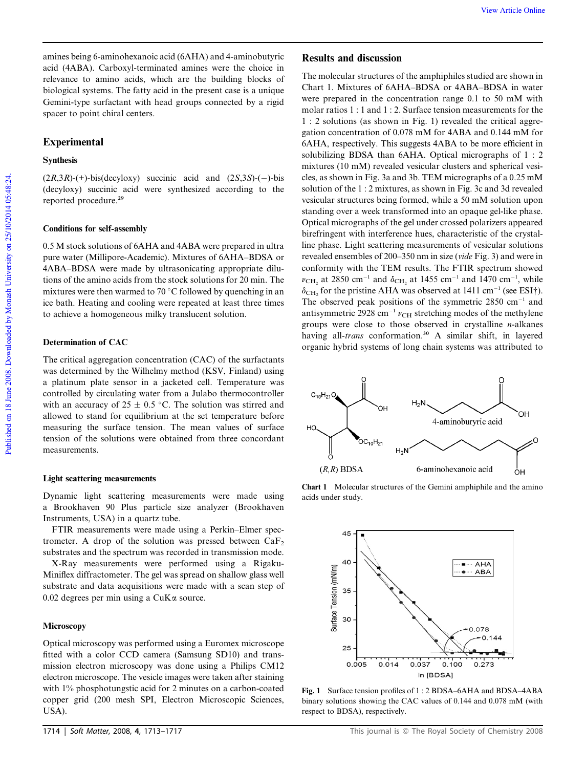amines being 6-aminohexanoic acid (6AHA) and 4-aminobutyric acid (4ABA). Carboxyl-terminated amines were the choice in relevance to amino acids, which are the building blocks of biological systems. The fatty acid in the present case is a unique Gemini-type surfactant with head groups connected by a rigid spacer to point chiral centers.

## Experimental

### Synthesis

(2*R*,3*R*)-(+)-bis(decyloxy) succinic acid and (2*S*,3*S*)-(−)-bis (decyloxy) succinic acid were synthesized according to the reported procedure.[29]

### Conditions for self-assembly

0.5 M stock solutions of 6AHA and 4ABA were prepared in ultra pure water (Millipore-Academic). Mixtures of 6AHA–BDSA or 4ABA–BDSA were made by ultrasonicating appropriate dilutions of the amino acids from the stock solutions for 20 min. The mixtures were then warmed to 70 °C followed by quenching in an ice bath. Heating and cooling were repeated at least three times to achieve a homogeneous milky translucent solution.

### Determination of CAC

The critical aggregation concentration (CAC) of the surfactants was determined by the Wilhelmy method (KSV, Finland) using a platinum plate sensor in a jacketed cell. Temperature was controlled by circulating water from a Julabo thermocontroller with an accuracy of 25 ± 0.5 °C. The solution was stirred and allowed to stand for equilibrium at the set temperature before measuring the surface tension. The mean values of surface tension of the solutions were obtained from three concordant measurements.

### Light scattering measurements

Dynamic light scattering measurements were made using a Brookhaven 90 Plus particle size analyzer (Brookhaven Instruments, USA) in a quartz tube.

FTIR measurements were made using a Perkin–Elmer spectrometer. A drop of the solution was pressed between $CaF_2$ substrates and the spectrum was recorded in transmission mode.

X-Ray measurements were performed using a Rigaku-Miniflex diffractometer. The gel was spread on shallow glass well substrate and data acquisitions were made with a scan step of 0.02 degrees per min using a CuKα source.

### Microscopy

Optical microscopy was performed using a Euromex microscope fitted with a color CCD camera (Samsung SD10) and transmission electron microscopy was done using a Philips CM12 electron microscope. The vesicle images were taken after staining with 1% phosphotungstic acid for 2 minutes on a carbon-coated copper grid (200 mesh SPI, Electron Microscopic Sciences, USA).

## Results and discussion

The molecular structures of the amphiphiles studied are shown in Chart 1. Mixtures of 6AHA–BDSA or 4ABA–BDSA in water were prepared in the concentration range 0.1 to 50 mM with molar ratios 1 : 1 and 1 : 2. Surface tension measurements for the 1 : 2 solutions (as shown in Fig. 1) revealed the critical aggregation concentration of 0.078 mM for 4ABA and 0.144 mM for 6AHA, respectively. This suggests 4ABA to be more efficient in solubilizing BDSA than 6AHA. Optical micrographs of 1 : 2 mixtures (10 mM) revealed vesicular clusters and spherical vesicles, as shown in Fig. 3a and 3b. TEM micrographs of a 0.25 mM solution of the 1 : 2 mixtures, as shown in Fig. 3c and 3d revealed vesicular structures being formed, while a 50 mM solution upon standing over a week transformed into an opaque gel-like phase. Optical micrographs of the gel under crossed polarizers appeared birefringent with interference hues, characteristic of the crystalline phase. Light scattering measurements of vesicular solutions revealed ensembles of 200–350 nm in size (*vide* Fig. 3) and were in conformity with the TEM results. The FTIR spectrum showed $\nu_{CH_2}$ at 2850 cm$^{-1}$ and $\delta_{CH_2}$ at 1455 cm$^{-1}$ and 1470 cm$^{-1}$, while $\delta_{CH_2}$ for the pristine AHA was observed at 1411 cm$^{-1}$ (see ESI†). The observed peak positions of the symmetric 2850 cm$^{-1}$ and antisymmetric 2928 cm$^{-1}$ $\nu_{CH}$ stretching modes of the methylene groups were close to those observed in crystalline *n*-alkanes having all-*trans* conformation.[30] A similar shift, in layered organic hybrid systems of long chain systems was attributed to

**Chart 1** Molecular structures of the Gemini amphiphile and the amino acids under study.

**Fig. 1** Surface tension profiles of 1 : 2 BDSA–6AHA and BDSA–4ABA binary solutions showing the CAC values of 0.144 and 0.078 mM (with respect to BDSA), respectively.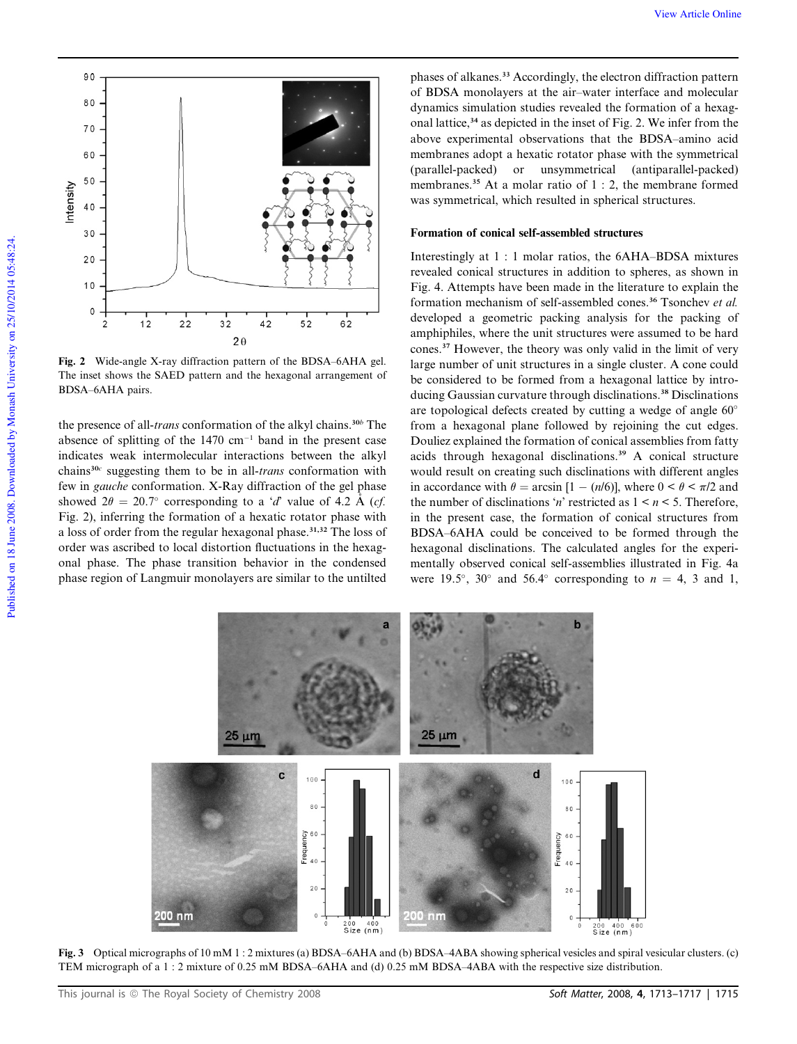Fig. 2 Wide-angle X-ray diffraction pattern of the BDSA–6AHA gel. The inset shows the SAED pattern and the hexagonal arrangement of BDSA–6AHA pairs.

the presence of all-*trans* conformation of the alkyl chains.[30b] The absence of splitting of the 1470 $cm^{-1}$ band in the present case indicates weak intermolecular interactions between the alkyl chains[30c] suggesting them to be in all-*trans* conformation with few in *gauche* conformation. X-Ray diffraction of the gel phase showed $2\theta = 20.7°$ corresponding to a '*d*' value of 4.2 Å (*cf.* Fig. 2), inferring the formation of a hexatic rotator phase with a loss of order from the regular hexagonal phase.[31,32] The loss of order was ascribed to local distortion fluctuations in the hexagonal phase. The phase transition behavior in the condensed phase region of Langmuir monolayers are similar to the untilted phases of alkanes.[33] Accordingly, the electron diffraction pattern of BDSA monolayers at the air–water interface and molecular dynamics simulation studies revealed the formation of a hexagonal lattice,[34] as depicted in the inset of Fig. 2. We infer from the above experimental observations that the BDSA–amino acid membranes adopt a hexatic rotator phase with the symmetrical (parallel-packed) or unsymmetrical (antiparallel-packed) membranes.[35] At a molar ratio of 1 : 2, the membrane formed was symmetrical, which resulted in spherical structures.

### Formation of conical self-assembled structures

Interestingly at 1 : 1 molar ratios, the 6AHA–BDSA mixtures revealed conical structures in addition to spheres, as shown in Fig. 4. Attempts have been made in the literature to explain the formation mechanism of self-assembled cones.[36] Tsonchev *et al.* developed a geometric packing analysis for the packing of amphiphiles, where the unit structures were assumed to be hard cones.[37] However, the theory was only valid in the limit of very large number of unit structures in a single cluster. A cone could be considered to be formed from a hexagonal lattice by introducing Gaussian curvature through disclinations.[38] Disclinations are topological defects created by cutting a wedge of angle 60° from a hexagonal plane followed by rejoining the cut edges. Douliez explained the formation of conical assemblies from fatty acids through hexagonal disclinations.[39] A conical structure would result on creating such disclinations with different angles in accordance with $\theta = \arcsin[1 - (n/6)]$, where $0 < \theta < \pi/2$ and the number of disclinations '$n$' restricted as $1 < n < 5$. Therefore, in the present case, the formation of conical structures from BDSA–6AHA could be conceived to be formed through the hexagonal disclinations. The calculated angles for the experimentally observed conical self-assemblies illustrated in Fig. 4a were 19.5°, 30° and 56.4° corresponding to $n$ = 4, 3 and 1,

Fig. 3 Optical micrographs of 10 mM 1 : 2 mixtures (a) BDSA–6AHA and (b) BDSA–4ABA showing spherical vesicles and spiral vesicular clusters. (c) TEM micrograph of a 1 : 2 mixture of 0.25 mM BDSA–6AHA and (d) 0.25 mM BDSA–4ABA with the respective size distribution.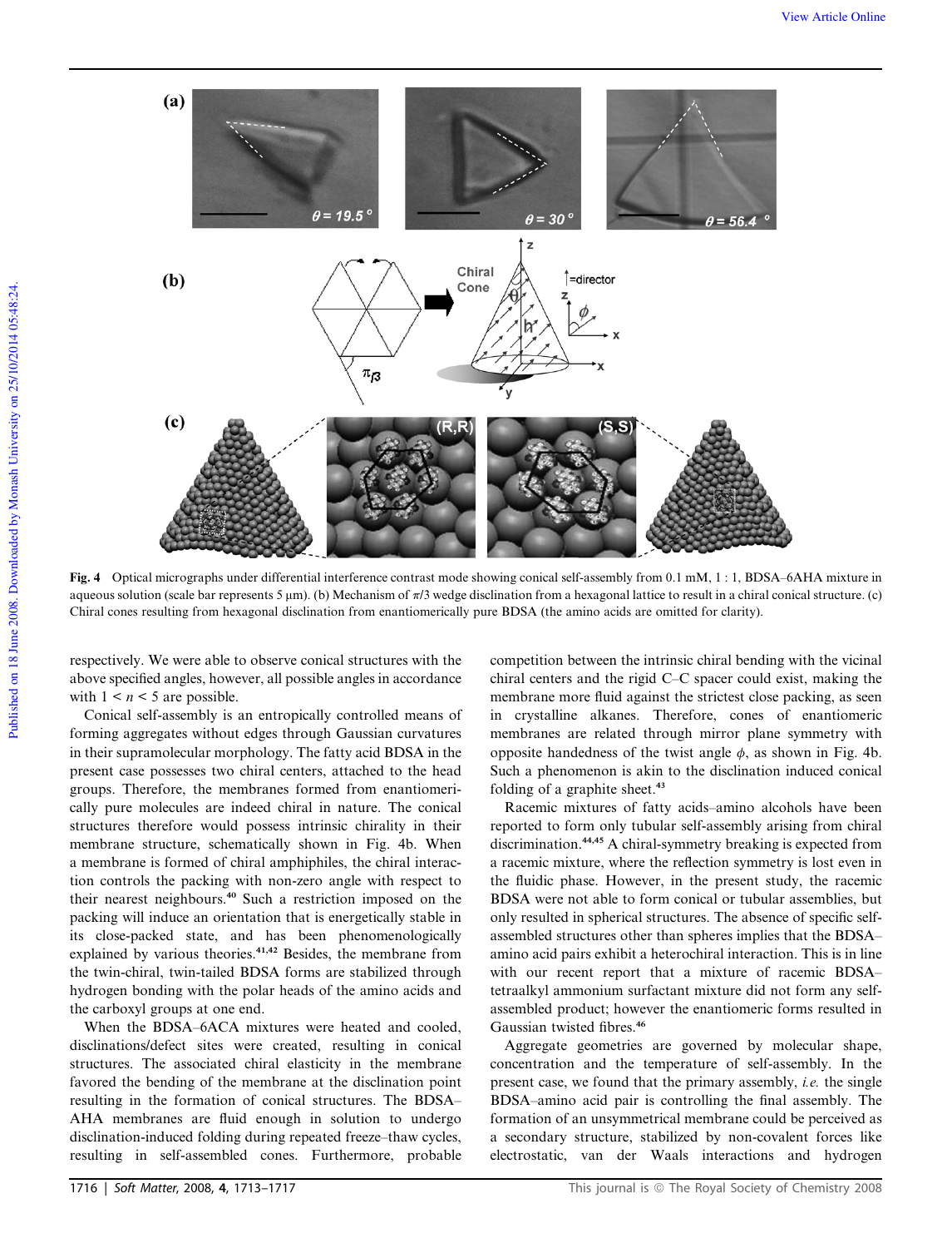**Fig. 4** Optical micrographs under differential interference contrast mode showing conical self-assembly from 0.1 mM, 1 : 1, BDSA–6AHA mixture in aqueous solution (scale bar represents 5 μm). (b) Mechanism of $\pi/3$ wedge disclination from a hexagonal lattice to result in a chiral conical structure. (c) Chiral cones resulting from hexagonal disclination from enantiomerically pure BDSA (the amino acids are omitted for clarity).

respectively. We were able to observe conical structures with the above specified angles, however, all possible angles in accordance with $1 < n < 5$ are possible.

Conical self-assembly is an entropically controlled means of forming aggregates without edges through Gaussian curvatures in their supramolecular morphology. The fatty acid BDSA in the present case possesses two chiral centers, attached to the head groups. Therefore, the membranes formed from enantiomerically pure molecules are indeed chiral in nature. The conical structures therefore would possess intrinsic chirality in their membrane structure, schematically shown in Fig. 4b. When a membrane is formed of chiral amphiphiles, the chiral interaction controls the packing with non-zero angle with respect to their nearest neighbours.[40] Such a restriction imposed on the packing will induce an orientation that is energetically stable in its close-packed state, and has been phenomenologically explained by various theories.[41,42] Besides, the membrane from the twin-chiral, twin-tailed BDSA forms are stabilized through hydrogen bonding with the polar heads of the amino acids and the carboxyl groups at one end.

When the BDSA–6ACA mixtures were heated and cooled, disclinations/defect sites were created, resulting in conical structures. The associated chiral elasticity in the membrane favored the bending of the membrane at the disclination point resulting in the formation of conical structures. The BDSA–AHA membranes are fluid enough in solution to undergo disclination-induced folding during repeated freeze–thaw cycles, resulting in self-assembled cones. Furthermore, probable competition between the intrinsic chiral bending with the vicinal chiral centers and the rigid C–C spacer could exist, making the membrane more fluid against the strictest close packing, as seen in crystalline alkanes. Therefore, cones of enantiomeric membranes are related through mirror plane symmetry with opposite handedness of the twist angle $\phi$, as shown in Fig. 4b. Such a phenomenon is akin to the disclination induced conical folding of a graphite sheet.[43]

Racemic mixtures of fatty acids–amino alcohols have been reported to form only tubular self-assembly arising from chiral discrimination.[44,45] A chiral-symmetry breaking is expected from a racemic mixture, where the reflection symmetry is lost even in the fluidic phase. However, in the present study, the racemic BDSA were not able to form conical or tubular assemblies, but only resulted in spherical structures. The absence of specific self-assembled structures other than spheres implies that the BDSA–amino acid pairs exhibit a heterochiral interaction. This is in line with our recent report that a mixture of racemic BDSA–tetraalkyl ammonium surfactant mixture did not form any self-assembled product; however the enantiomeric forms resulted in Gaussian twisted fibres.[46]

Aggregate geometries are governed by molecular shape, concentration and the temperature of self-assembly. In the present case, we found that the primary assembly, *i.e.* the single BDSA–amino acid pair is controlling the final assembly. The formation of an unsymmetrical membrane could be perceived as a secondary structure, stabilized by non-covalent forces like electrostatic, van der Waals interactions and hydrogen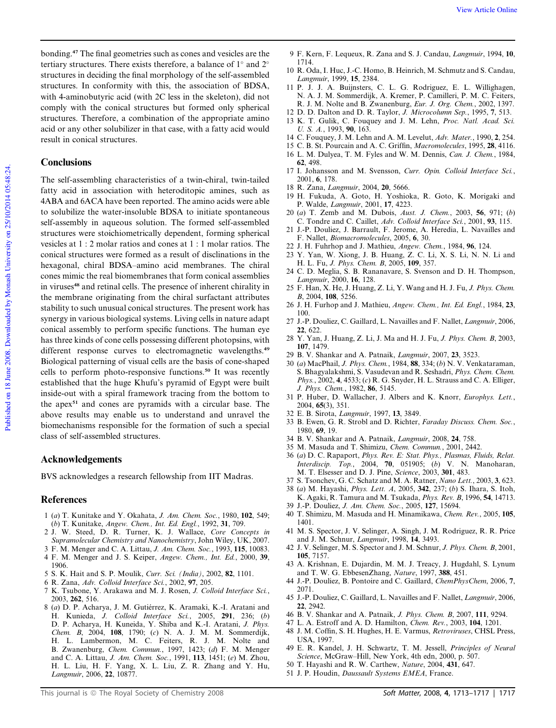bonding.[47] The final geometries such as cones and vesicles are the tertiary structures. There exists therefore, a balance of 1° and 2° structures in deciding the final morphology of the self-assembled structures. In conformity with this, the association of BDSA, with 4-aminobutyric acid (with 2C less in the skeleton), did not comply with the conical structures but formed only spherical structures. Therefore, a combination of the appropriate amino acid or any other solubilizer in that case, with a fatty acid would result in conical structures.

## Conclusions

The self-assembling characteristics of a twin-chiral, twin-tailed fatty acid in association with heteroditopic amines, such as 4ABA and 6ACA have been reported. The amino acids were able to solubilize the water-insoluble BDSA to initiate spontaneous self-assembly in aqueous solution. The formed self-assembled structures were stoichiometrically dependent, forming spherical vesicles at 1 : 2 molar ratios and cones at 1 : 1 molar ratios. The conical structures were formed as a result of disclinations in the hexagonal, chiral BDSA–amino acid membranes. The chiral cones mimic the real biomembranes that form conical assemblies in viruses[48] and retinal cells. The presence of inherent chirality in the membrane originating from the chiral surfactant attributes stability to such unusual conical structures. The present work has synergy in various biological systems. Living cells in nature adapt conical assembly to perform specific functions. The human eye has three kinds of cone cells possessing different photopsins, with different response curves to electromagnetic wavelengths.[49] Biological patterning of visual cells are the basis of cone-shaped cells to perform photo-responsive functions.[50] It was recently established that the huge Khufu's pyramid of Egypt were built inside-out with a spiral framework tracing from the bottom to the apex[51] and cones are pyramids with a circular base. The above results may enable us to understand and unravel the biomechanisms responsible for the formation of such a special class of self-assembled structures.

## Acknowledgements

BVS acknowledges a research fellowship from IIT Madras.

## References

1 (*a*) T. Kunitake and Y. Okahata, *J. Am. Chem. Soc.*, 1980, **102**, 549; (*b*) T. Kunitake, *Angew. Chem., Int. Ed. Engl.*, 1992, **31**, 709.
2 J. W. Steed, D. R. Turner, K. J. Wallace, *Core Concepts in Supramolecular Chemistry and Nanochemistry*, John Wiley, UK, 2007.
3 F. M. Menger and C. A. Littau, *J. Am. Chem. Soc.*, 1993, **115**, 10083.
4 F. M. Menger and J. S. Keiper, *Angew. Chem., Int. Ed.*, 2000, **39**, 1906.
5 S. K. Hait and S. P. Moulik, *Curr. Sci. (India)*, 2002, **82**, 1101.
6 R. Zana, *Adv. Colloid Interface Sci.*, 2002, **97**, 205.
7 K. Tsubone, Y. Arakawa and M. J. Rosen, *J. Colloid Interface Sci.*, 2003, **262**, 516.
8 (*a*) D. P. Acharya, J. M. Gutiérrez, K. Aramaki, K.-I. Aratani and H. Kunieda, *J. Colloid Interface Sci.*, 2005, **291**, 236; (*b*) D. P. Acharya, H. Kuneida, Y. Shiba and K.-I. Aratani, *J. Phys. Chem. B*, 2004, **108**, 1790; (*c*) N. A. J. M. Sommerdijk, H. L. Lambermon, M. C. Feiters, R. J. M. Nolte and B. Zwanenburg, *Chem. Commun.*, 1997, 1423; (*d*) F. M. Menger and C. A. Littau, *J. Am. Chem. Soc.*, 1991, **113**, 1451; (*e*) M. Zhou, H. L. Liu, H. F. Yang, X. L. Liu, Z. R. Zhang and Y. Hu, *Langmuir*, 2006, **22**, 10877.
9 F. Kern, F. Lequeux, R. Zana and S. J. Candau, *Langmuir*, 1994, **10**, 1714.
10 R. Oda, I. Huc, J.-C. Homo, B. Heinrich, M. Schmutz and S. Candau, *Langmuir*, 1999, **15**, 2384.
11 P. J. J. A. Buijnsters, C. L. G. Rodriguez, E. L. Willighagen, N. A. J. M. Sommerdijk, A. Kremer, P. Camilleri, P. M. C. Feiters, R. J. M. Nolte and B. Zwanenburg, *Eur. J. Org. Chem.*, 2002, 1397.
12 D. D. Dalton and D. R. Taylor, *J. Microcolumn Sep.*, 1995, **7**, 513.
13 K. T. Gulik, C. Fouquey and J. M. Lehn, *Proc. Natl. Acad. Sci. U. S. A.*, 1993, **90**, 163.
14 C. Fouquey, J. M. Lehn and A. M. Levelut, *Adv. Mater.*, 1990, **2**, 254.
15 C. B. St. Pourcain and A. C. Griffin, *Macromolecules*, 1995, **28**, 4116.
16 L. M. Dulyea, T. M. Fyles and W. M. Dennis, *Can. J. Chem.*, 1984, **62**, 498.
17 I. Johansson and M. Svensson, *Curr. Opin. Colloid Interface Sci.*, 2001, **6**, 178.
18 R. Zana, *Langmuir*, 2004, **20**, 5666.
19 H. Fukuda, A. Goto, H. Yoshioka, R. Goto, K. Morigaki and P. Walde, *Langmuir*, 2001, **17**, 4223.
20 (*a*) T. Zemb and M. Dubois, *Aust. J. Chem.*, 2003, **56**, 971; (*b*) C. Tondre and C. Caillet, *Adv. Colloid Interface Sci.*, 2001, **93**, 115.
21 J.-P. Douliez, J. Barrault, F. Jerome, A. Heredia, L. Navailles and F. Nallet, *Biomacromolecules*, 2005, **6**, 30.
22 J. H. Fuhrhop and J. Mathieu, *Angew. Chem.*, 1984, **96**, 124.
23 Y. Yan, W. Xiong, J. B. Huang, Z. C. Li, X. S. Li, N. N. Li and H. L. Fu, *J. Phys. Chem. B*, 2005, **109**, 357.
24 C. D. Meglia, S. B. Rananavare, S. Svenson and D. H. Thompson, *Langmuir*, 2000, **16**, 128.
25 F. Han, X. He, J. Huang, Z. Li, Y. Wang and H. J. Fu, *J. Phys. Chem. B*, 2004, **108**, 5256.
26 J. H. Furhop and J. Mathieu, *Angew. Chem., Int. Ed. Engl.*, 1984, **23**, 100.
27 J.-P. Douliez, C. Gaillard, L. Navailles and F. Nallet, *Langmuir*, 2006, **22**, 622.
28 Y. Yan, J. Huang, Z. Li, J. Ma and H. J. Fu, *J. Phys. Chem. B*, 2003, **107**, 1479.
29 B. V. Shankar and A. Patnaik, *Langmuir*, 2007, **23**, 3523.
30 (*a*) MacPhail, *J. Phys. Chem.*, 1984, **88**, 334; (*b*) N. V. Venkataraman, S. Bhagyalakshmi, S. Vasudevan and R. Seshadri, *Phys. Chem. Chem. Phys.*, 2002, **4**, 4533; (*c*) R. G. Snyder, H. L. Strauss and C. A. Elliger, *J. Phys. Chem.*, 1982, **86**, 5145.
31 P. Huber, D. Wallacher, J. Albers and K. Knorr, *Europhys. Lett.*, 2004, **65**(3), 351.
32 E. B. Sirota, *Langmuir*, 1997, **13**, 3849.
33 B. Ewen, G. R. Strobl and D. Richter, *Faraday Discuss. Chem. Soc.*, 1980, **69**, 19.
34 B. V. Shankar and A. Patnaik, *Langmuir*, 2008, **24**, 758.
35 M. Masuda and T. Shimizu, *Chem. Commun.*, 2001, 2442.
36 (*a*) D. C. Rapaport, *Phys. Rev. E: Stat. Phys., Plasmas, Fluids, Relat. Interdiscip. Top.*, 2004, **70**, 051905; (*b*) V. N. Manoharan, M. T. Elsesser and D. J. Pine, *Science*, 2003, **301**, 483.
37 S. Tsonchev, G. C. Schatz and M. A. Ratner, *Nano Lett.*, 2003, **3**, 623.
38 (*a*) M. Hayashi, *Phys. Lett. A*, 2005, **342**, 237; (*b*) S. Ihara, S. Itoh, K. Agaki, R. Tamura and M. Tsukada, *Phys. Rev. B*, 1996, **54**, 14713.
39 J.-P. Douliez, *J. Am. Chem. Soc.*, 2005, **127**, 15694.
40 T. Shimizu, M. Masuda and H. Minamikawa, *Chem. Rev.*, 2005, **105**, 1401.
41 M. S. Spector, J. V. Selinger, A. Singh, J. M. Rodriguez, R. R. Price and J. M. Schnur, *Langmuir*, 1998, **14**, 3493.
42 J. V. Selinger, M. S. Spector and J. M. Schnur, *J. Phys. Chem. B*, 2001, **105**, 7157.
43 A. Krishnan, E. Dujardin, M. M. J. Treacy, J. Hugdahl, S. Lynum and T. W. G. EbbesenZhang, *Nature*, 1997, **388**, 451.
44 J.-P. Douliez, B. Pontoire and C. Gaillard, *ChemPhysChem*, 2006, **7**, 2071.
45 J.-P. Douliez, C. Gaillard, L. Navailles and F. Nallet, *Langmuir*, 2006, **22**, 2942.
46 B. V. Shankar and A. Patnaik, *J. Phys. Chem. B*, 2007, **111**, 9294.
47 L. A. Estroff and A. D. Hamilton, *Chem. Rev.*, 2003, **104**, 1201.
48 J. M. Coffin, S. H. Hughes, H. E. Varmus, *Retroviruses*, CHSL Press, USA, 1997.
49 E. R. Kandel, J. H. Schwartz, T. M. Jessell, *Principles of Neural Science*, McGraw–Hill, New York, 4th edn, 2000, p. 507.
50 T. Hayashi and R. W. Carthew, *Nature*, 2004, **431**, 647.
51 J. P. Houdin, *Daussault Systems EMEA*, France.